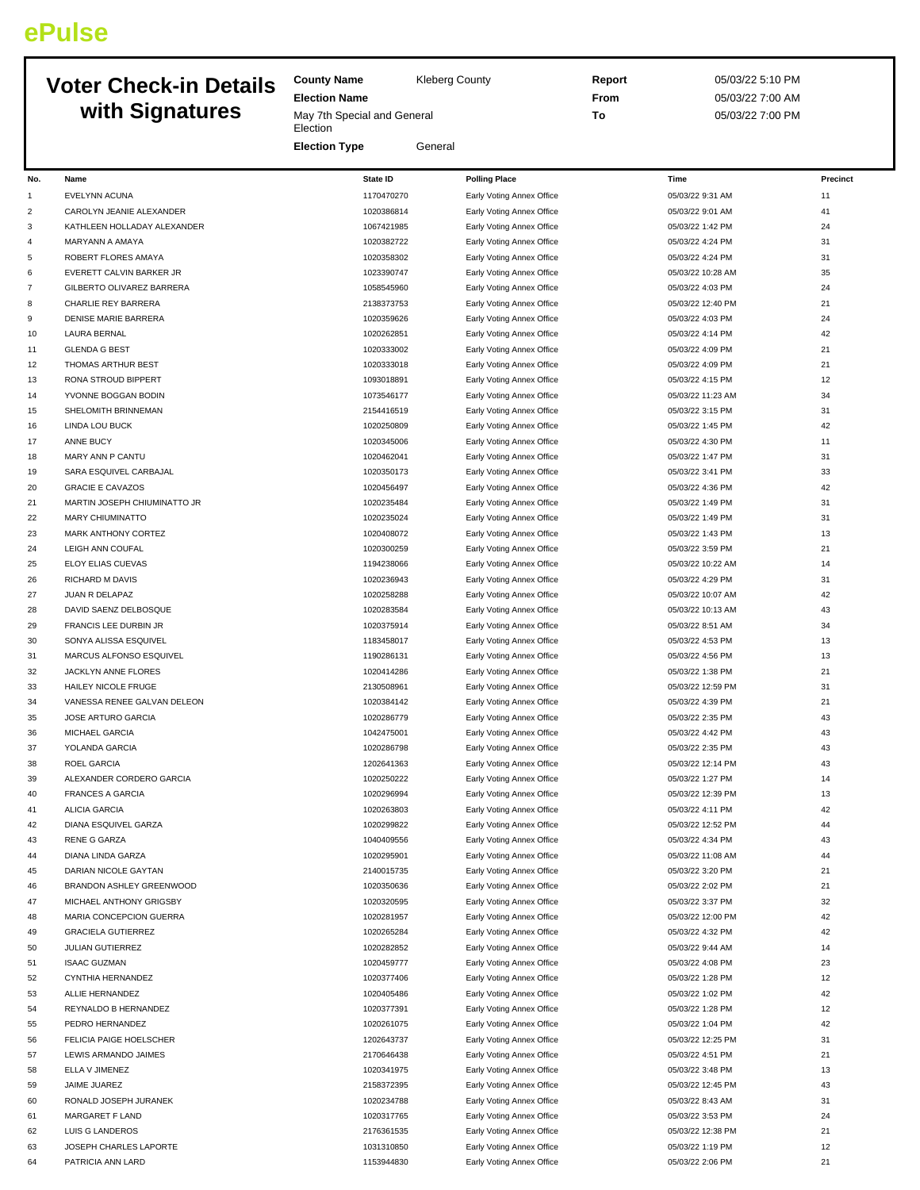ePulse

# Voter Check-in Details with Signatures

**County Name** Kleberg County

**Election Name** May 7th Special and General Election

**Election Type** General

**Report** 05/03/22 5:10 PM

**From** 05/03/22 7:00 AM

**To** 05/03/22 7:00 PM

| No. | Name | State ID | Polling Place | Time | Precinct |
|---|---|---|---|---|---|
| 1 | EVELYNN ACUNA | 1170470270 | Early Voting Annex Office | 05/03/22 9:31 AM | 11 |
| 2 | CAROLYN JEANIE ALEXANDER | 1020386814 | Early Voting Annex Office | 05/03/22 9:01 AM | 41 |
| 3 | KATHLEEN HOLLADAY ALEXANDER | 1067421985 | Early Voting Annex Office | 05/03/22 1:42 PM | 24 |
| 4 | MARYANN A AMAYA | 1020382722 | Early Voting Annex Office | 05/03/22 4:24 PM | 31 |
| 5 | ROBERT FLORES AMAYA | 1020358302 | Early Voting Annex Office | 05/03/22 4:24 PM | 31 |
| 6 | EVERETT CALVIN BARKER JR | 1023390747 | Early Voting Annex Office | 05/03/22 10:28 AM | 35 |
| 7 | GILBERTO OLIVAREZ BARRERA | 1058545960 | Early Voting Annex Office | 05/03/22 4:03 PM | 24 |
| 8 | CHARLIE REY BARRERA | 2138373753 | Early Voting Annex Office | 05/03/22 12:40 PM | 21 |
| 9 | DENISE MARIE BARRERA | 1020359626 | Early Voting Annex Office | 05/03/22 4:03 PM | 24 |
| 10 | LAURA BERNAL | 1020262851 | Early Voting Annex Office | 05/03/22 4:14 PM | 42 |
| 11 | GLENDA G BEST | 1020333002 | Early Voting Annex Office | 05/03/22 4:09 PM | 21 |
| 12 | THOMAS ARTHUR BEST | 1020333018 | Early Voting Annex Office | 05/03/22 4:09 PM | 21 |
| 13 | RONA STROUD BIPPERT | 1093018891 | Early Voting Annex Office | 05/03/22 4:15 PM | 12 |
| 14 | YVONNE BOGGAN BODIN | 1073546177 | Early Voting Annex Office | 05/03/22 11:23 AM | 34 |
| 15 | SHELOMITH BRINNEMAN | 2154416519 | Early Voting Annex Office | 05/03/22 3:15 PM | 31 |
| 16 | LINDA LOU BUCK | 1020250809 | Early Voting Annex Office | 05/03/22 1:45 PM | 42 |
| 17 | ANNE BUCY | 1020345006 | Early Voting Annex Office | 05/03/22 4:30 PM | 11 |
| 18 | MARY ANN P CANTU | 1020462041 | Early Voting Annex Office | 05/03/22 1:47 PM | 31 |
| 19 | SARA ESQUIVEL CARBAJAL | 1020350173 | Early Voting Annex Office | 05/03/22 3:41 PM | 33 |
| 20 | GRACIE E CAVAZOS | 1020456497 | Early Voting Annex Office | 05/03/22 4:36 PM | 42 |
| 21 | MARTIN JOSEPH CHIUMINATTO JR | 1020235484 | Early Voting Annex Office | 05/03/22 1:49 PM | 31 |
| 22 | MARY CHIUMINATTO | 1020235024 | Early Voting Annex Office | 05/03/22 1:49 PM | 31 |
| 23 | MARK ANTHONY CORTEZ | 1020408072 | Early Voting Annex Office | 05/03/22 1:43 PM | 13 |
| 24 | LEIGH ANN COUFAL | 1020300259 | Early Voting Annex Office | 05/03/22 3:59 PM | 21 |
| 25 | ELOY ELIAS CUEVAS | 1194238066 | Early Voting Annex Office | 05/03/22 10:22 AM | 14 |
| 26 | RICHARD M DAVIS | 1020236943 | Early Voting Annex Office | 05/03/22 4:29 PM | 31 |
| 27 | JUAN R DELAPAZ | 1020258288 | Early Voting Annex Office | 05/03/22 10:07 AM | 42 |
| 28 | DAVID SAENZ DELBOSQUE | 1020283584 | Early Voting Annex Office | 05/03/22 10:13 AM | 43 |
| 29 | FRANCIS LEE DURBIN JR | 1020375914 | Early Voting Annex Office | 05/03/22 8:51 AM | 34 |
| 30 | SONYA ALISSA ESQUIVEL | 1183458017 | Early Voting Annex Office | 05/03/22 4:53 PM | 13 |
| 31 | MARCUS ALFONSO ESQUIVEL | 1190286131 | Early Voting Annex Office | 05/03/22 4:56 PM | 13 |
| 32 | JACKLYN ANNE FLORES | 1020414286 | Early Voting Annex Office | 05/03/22 1:38 PM | 21 |
| 33 | HAILEY NICOLE FRUGE | 2130508961 | Early Voting Annex Office | 05/03/22 12:59 PM | 31 |
| 34 | VANESSA RENEE GALVAN DELEON | 1020384142 | Early Voting Annex Office | 05/03/22 4:39 PM | 21 |
| 35 | JOSE ARTURO GARCIA | 1020286779 | Early Voting Annex Office | 05/03/22 2:35 PM | 43 |
| 36 | MICHAEL GARCIA | 1042475001 | Early Voting Annex Office | 05/03/22 4:42 PM | 43 |
| 37 | YOLANDA GARCIA | 1020286798 | Early Voting Annex Office | 05/03/22 2:35 PM | 43 |
| 38 | ROEL GARCIA | 1202641363 | Early Voting Annex Office | 05/03/22 12:14 PM | 43 |
| 39 | ALEXANDER CORDERO GARCIA | 1020250222 | Early Voting Annex Office | 05/03/22 1:27 PM | 14 |
| 40 | FRANCES A GARCIA | 1020296994 | Early Voting Annex Office | 05/03/22 12:39 PM | 13 |
| 41 | ALICIA GARCIA | 1020263803 | Early Voting Annex Office | 05/03/22 4:11 PM | 42 |
| 42 | DIANA ESQUIVEL GARZA | 1020299822 | Early Voting Annex Office | 05/03/22 12:52 PM | 44 |
| 43 | RENE G GARZA | 1040409556 | Early Voting Annex Office | 05/03/22 4:34 PM | 43 |
| 44 | DIANA LINDA GARZA | 1020295901 | Early Voting Annex Office | 05/03/22 11:08 AM | 44 |
| 45 | DARIAN NICOLE GAYTAN | 2140015735 | Early Voting Annex Office | 05/03/22 3:20 PM | 21 |
| 46 | BRANDON ASHLEY GREENWOOD | 1020350636 | Early Voting Annex Office | 05/03/22 2:02 PM | 21 |
| 47 | MICHAEL ANTHONY GRIGSBY | 1020320595 | Early Voting Annex Office | 05/03/22 3:37 PM | 32 |
| 48 | MARIA CONCEPCION GUERRA | 1020281957 | Early Voting Annex Office | 05/03/22 12:00 PM | 42 |
| 49 | GRACIELA GUTIERREZ | 1020265284 | Early Voting Annex Office | 05/03/22 4:32 PM | 42 |
| 50 | JULIAN GUTIERREZ | 1020282852 | Early Voting Annex Office | 05/03/22 9:44 AM | 14 |
| 51 | ISAAC GUZMAN | 1020459777 | Early Voting Annex Office | 05/03/22 4:08 PM | 23 |
| 52 | CYNTHIA HERNANDEZ | 1020377406 | Early Voting Annex Office | 05/03/22 1:28 PM | 12 |
| 53 | ALLIE HERNANDEZ | 1020405486 | Early Voting Annex Office | 05/03/22 1:02 PM | 42 |
| 54 | REYNALDO B HERNANDEZ | 1020377391 | Early Voting Annex Office | 05/03/22 1:28 PM | 12 |
| 55 | PEDRO HERNANDEZ | 1020261075 | Early Voting Annex Office | 05/03/22 1:04 PM | 42 |
| 56 | FELICIA PAIGE HOELSCHER | 1202643737 | Early Voting Annex Office | 05/03/22 12:25 PM | 31 |
| 57 | LEWIS ARMANDO JAIMES | 2170646438 | Early Voting Annex Office | 05/03/22 4:51 PM | 21 |
| 58 | ELLA V JIMENEZ | 1020341975 | Early Voting Annex Office | 05/03/22 3:48 PM | 13 |
| 59 | JAIME JUAREZ | 2158372395 | Early Voting Annex Office | 05/03/22 12:45 PM | 43 |
| 60 | RONALD JOSEPH JURANEK | 1020234788 | Early Voting Annex Office | 05/03/22 8:43 AM | 31 |
| 61 | MARGARET F LAND | 1020317765 | Early Voting Annex Office | 05/03/22 3:53 PM | 24 |
| 62 | LUIS G LANDEROS | 2176361535 | Early Voting Annex Office | 05/03/22 12:38 PM | 21 |
| 63 | JOSEPH CHARLES LAPORTE | 1031310850 | Early Voting Annex Office | 05/03/22 1:19 PM | 12 |
| 64 | PATRICIA ANN LARD | 1153944830 | Early Voting Annex Office | 05/03/22 2:06 PM | 21 |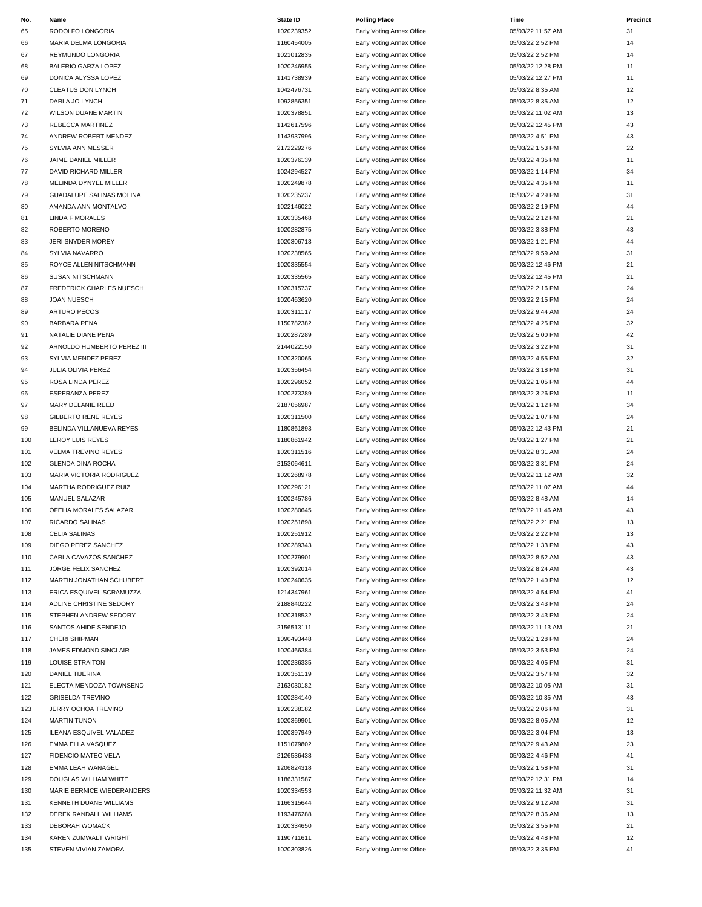| No. | Name | State ID | Polling Place | Time | Precinct |
|---|---|---|---|---|---|
| 65 | RODOLFO LONGORIA | 1020239352 | Early Voting Annex Office | 05/03/22 11:57 AM | 31 |
| 66 | MARIA DELMA LONGORIA | 1160454005 | Early Voting Annex Office | 05/03/22 2:52 PM | 14 |
| 67 | REYMUNDO LONGORIA | 1021012835 | Early Voting Annex Office | 05/03/22 2:52 PM | 14 |
| 68 | BALERIO GARZA LOPEZ | 1020246955 | Early Voting Annex Office | 05/03/22 12:28 PM | 11 |
| 69 | DONICA ALYSSA LOPEZ | 1141738939 | Early Voting Annex Office | 05/03/22 12:27 PM | 11 |
| 70 | CLEATUS DON LYNCH | 1042476731 | Early Voting Annex Office | 05/03/22 8:35 AM | 12 |
| 71 | DARLA JO LYNCH | 1092856351 | Early Voting Annex Office | 05/03/22 8:35 AM | 12 |
| 72 | WILSON DUANE MARTIN | 1020378851 | Early Voting Annex Office | 05/03/22 11:02 AM | 13 |
| 73 | REBECCA MARTINEZ | 1142617596 | Early Voting Annex Office | 05/03/22 12:45 PM | 43 |
| 74 | ANDREW ROBERT MENDEZ | 1143937996 | Early Voting Annex Office | 05/03/22 4:51 PM | 43 |
| 75 | SYLVIA ANN MESSER | 2172229276 | Early Voting Annex Office | 05/03/22 1:53 PM | 22 |
| 76 | JAIME DANIEL MILLER | 1020376139 | Early Voting Annex Office | 05/03/22 4:35 PM | 11 |
| 77 | DAVID RICHARD MILLER | 1024294527 | Early Voting Annex Office | 05/03/22 1:14 PM | 34 |
| 78 | MELINDA DYNYEL MILLER | 1020249878 | Early Voting Annex Office | 05/03/22 4:35 PM | 11 |
| 79 | GUADALUPE SALINAS MOLINA | 1020235237 | Early Voting Annex Office | 05/03/22 4:29 PM | 31 |
| 80 | AMANDA ANN MONTALVO | 1022146022 | Early Voting Annex Office | 05/03/22 2:19 PM | 44 |
| 81 | LINDA F MORALES | 1020335468 | Early Voting Annex Office | 05/03/22 2:12 PM | 21 |
| 82 | ROBERTO MORENO | 1020282875 | Early Voting Annex Office | 05/03/22 3:38 PM | 43 |
| 83 | JERI SNYDER MOREY | 1020306713 | Early Voting Annex Office | 05/03/22 1:21 PM | 44 |
| 84 | SYLVIA NAVARRO | 1020238565 | Early Voting Annex Office | 05/03/22 9:59 AM | 31 |
| 85 | ROYCE ALLEN NITSCHMANN | 1020335554 | Early Voting Annex Office | 05/03/22 12:46 PM | 21 |
| 86 | SUSAN NITSCHMANN | 1020335565 | Early Voting Annex Office | 05/03/22 12:45 PM | 21 |
| 87 | FREDERICK CHARLES NUESCH | 1020315737 | Early Voting Annex Office | 05/03/22 2:16 PM | 24 |
| 88 | JOAN NUESCH | 1020463620 | Early Voting Annex Office | 05/03/22 2:15 PM | 24 |
| 89 | ARTURO PECOS | 1020311117 | Early Voting Annex Office | 05/03/22 9:44 AM | 24 |
| 90 | BARBARA PENA | 1150782382 | Early Voting Annex Office | 05/03/22 4:25 PM | 32 |
| 91 | NATALIE DIANE PENA | 1020287289 | Early Voting Annex Office | 05/03/22 5:00 PM | 42 |
| 92 | ARNOLDO HUMBERTO PEREZ III | 2144022150 | Early Voting Annex Office | 05/03/22 3:22 PM | 31 |
| 93 | SYLVIA MENDEZ PEREZ | 1020320065 | Early Voting Annex Office | 05/03/22 4:55 PM | 32 |
| 94 | JULIA OLIVIA PEREZ | 1020356454 | Early Voting Annex Office | 05/03/22 3:18 PM | 31 |
| 95 | ROSA LINDA PEREZ | 1020296052 | Early Voting Annex Office | 05/03/22 1:05 PM | 44 |
| 96 | ESPERANZA PEREZ | 1020273289 | Early Voting Annex Office | 05/03/22 3:26 PM | 11 |
| 97 | MARY DELANIE REED | 2187056987 | Early Voting Annex Office | 05/03/22 1:12 PM | 34 |
| 98 | GILBERTO RENE REYES | 1020311500 | Early Voting Annex Office | 05/03/22 1:07 PM | 24 |
| 99 | BELINDA VILLANUEVA REYES | 1180861893 | Early Voting Annex Office | 05/03/22 12:43 PM | 21 |
| 100 | LEROY LUIS REYES | 1180861942 | Early Voting Annex Office | 05/03/22 1:27 PM | 21 |
| 101 | VELMA TREVINO REYES | 1020311516 | Early Voting Annex Office | 05/03/22 8:31 AM | 24 |
| 102 | GLENDA DINA ROCHA | 2153064611 | Early Voting Annex Office | 05/03/22 3:31 PM | 24 |
| 103 | MARIA VICTORIA RODRIGUEZ | 1020268978 | Early Voting Annex Office | 05/03/22 11:12 AM | 32 |
| 104 | MARTHA RODRIGUEZ RUIZ | 1020296121 | Early Voting Annex Office | 05/03/22 11:07 AM | 44 |
| 105 | MANUEL SALAZAR | 1020245786 | Early Voting Annex Office | 05/03/22 8:48 AM | 14 |
| 106 | OFELIA MORALES SALAZAR | 1020280645 | Early Voting Annex Office | 05/03/22 11:46 AM | 43 |
| 107 | RICARDO SALINAS | 1020251898 | Early Voting Annex Office | 05/03/22 2:21 PM | 13 |
| 108 | CELIA SALINAS | 1020251912 | Early Voting Annex Office | 05/03/22 2:22 PM | 13 |
| 109 | DIEGO PEREZ SANCHEZ | 1020289343 | Early Voting Annex Office | 05/03/22 1:33 PM | 43 |
| 110 | CARLA CAVAZOS SANCHEZ | 1020279901 | Early Voting Annex Office | 05/03/22 8:52 AM | 43 |
| 111 | JORGE FELIX SANCHEZ | 1020392014 | Early Voting Annex Office | 05/03/22 8:24 AM | 43 |
| 112 | MARTIN JONATHAN SCHUBERT | 1020240635 | Early Voting Annex Office | 05/03/22 1:40 PM | 12 |
| 113 | ERICA ESQUIVEL SCRAMUZZA | 1214347961 | Early Voting Annex Office | 05/03/22 4:54 PM | 41 |
| 114 | ADLINE CHRISTINE SEDORY | 2188840222 | Early Voting Annex Office | 05/03/22 3:43 PM | 24 |
| 115 | STEPHEN ANDREW SEDORY | 1020318532 | Early Voting Annex Office | 05/03/22 3:43 PM | 24 |
| 116 | SANTOS AHIDE SENDEJO | 2156513111 | Early Voting Annex Office | 05/03/22 11:13 AM | 21 |
| 117 | CHERI SHIPMAN | 1090493448 | Early Voting Annex Office | 05/03/22 1:28 PM | 24 |
| 118 | JAMES EDMOND SINCLAIR | 1020466384 | Early Voting Annex Office | 05/03/22 3:53 PM | 24 |
| 119 | LOUISE STRAITON | 1020236335 | Early Voting Annex Office | 05/03/22 4:05 PM | 31 |
| 120 | DANIEL TIJERINA | 1020351119 | Early Voting Annex Office | 05/03/22 3:57 PM | 32 |
| 121 | ELECTA MENDOZA TOWNSEND | 2163030182 | Early Voting Annex Office | 05/03/22 10:05 AM | 31 |
| 122 | GRISELDA TREVINO | 1020284140 | Early Voting Annex Office | 05/03/22 10:35 AM | 43 |
| 123 | JERRY OCHOA TREVINO | 1020238182 | Early Voting Annex Office | 05/03/22 2:06 PM | 31 |
| 124 | MARTIN TUNON | 1020369901 | Early Voting Annex Office | 05/03/22 8:05 AM | 12 |
| 125 | ILEANA ESQUIVEL VALADEZ | 1020397949 | Early Voting Annex Office | 05/03/22 3:04 PM | 13 |
| 126 | EMMA ELLA VASQUEZ | 1151079802 | Early Voting Annex Office | 05/03/22 9:43 AM | 23 |
| 127 | FIDENCIO MATEO VELA | 2126536438 | Early Voting Annex Office | 05/03/22 4:46 PM | 41 |
| 128 | EMMA LEAH WANAGEL | 1206824318 | Early Voting Annex Office | 05/03/22 1:58 PM | 31 |
| 129 | DOUGLAS WILLIAM WHITE | 1186331587 | Early Voting Annex Office | 05/03/22 12:31 PM | 14 |
| 130 | MARIE BERNICE WIEDERANDERS | 1020334553 | Early Voting Annex Office | 05/03/22 11:32 AM | 31 |
| 131 | KENNETH DUANE WILLIAMS | 1166315644 | Early Voting Annex Office | 05/03/22 9:12 AM | 31 |
| 132 | DEREK RANDALL WILLIAMS | 1193476288 | Early Voting Annex Office | 05/03/22 8:36 AM | 13 |
| 133 | DEBORAH WOMACK | 1020334650 | Early Voting Annex Office | 05/03/22 3:55 PM | 21 |
| 134 | KAREN ZUMWALT WRIGHT | 1190711611 | Early Voting Annex Office | 05/03/22 4:48 PM | 12 |
| 135 | STEVEN VIVIAN ZAMORA | 1020303826 | Early Voting Annex Office | 05/03/22 3:35 PM | 41 |